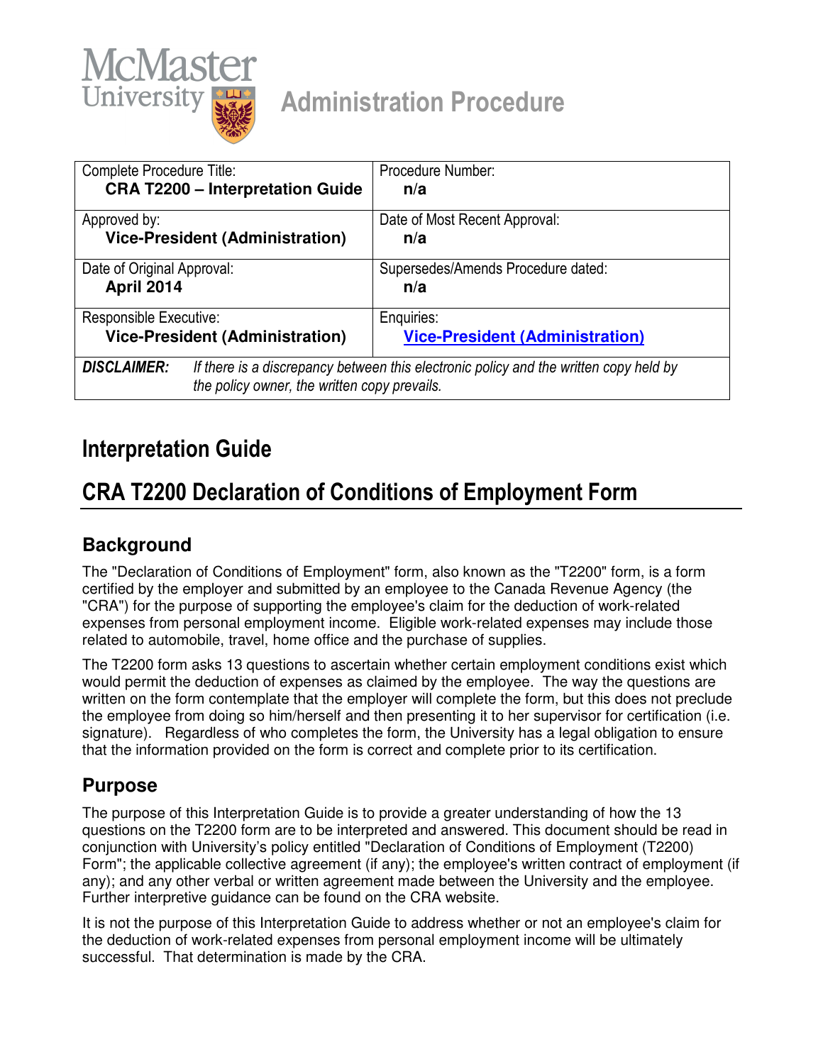McMaster University

**Administration Procedure**

| Complete Procedure Title: **CRA T2200 – Interpretation Guide** | Procedure Number: **n/a** |
|---|---|
| Approved by: **Vice-President (Administration)** | Date of Most Recent Approval: **n/a** |
| Date of Original Approval: **April 2014** | Supersedes/Amends Procedure dated: **n/a** |
| Responsible Executive: **Vice-President (Administration)** | Enquiries: **Vice-President (Administration)** |
| ***DISCLAIMER:*** *If there is a discrepancy between this electronic policy and the written copy held by the policy owner, the written copy prevails.* | |

# Interpretation Guide

# CRA T2200 Declaration of Conditions of Employment Form

## Background

The "Declaration of Conditions of Employment" form, also known as the "T2200" form, is a form certified by the employer and submitted by an employee to the Canada Revenue Agency (the "CRA") for the purpose of supporting the employee's claim for the deduction of work-related expenses from personal employment income. Eligible work-related expenses may include those related to automobile, travel, home office and the purchase of supplies.

The T2200 form asks 13 questions to ascertain whether certain employment conditions exist which would permit the deduction of expenses as claimed by the employee. The way the questions are written on the form contemplate that the employer will complete the form, but this does not preclude the employee from doing so him/herself and then presenting it to her supervisor for certification (i.e. signature). Regardless of who completes the form, the University has a legal obligation to ensure that the information provided on the form is correct and complete prior to its certification.

## Purpose

The purpose of this Interpretation Guide is to provide a greater understanding of how the 13 questions on the T2200 form are to be interpreted and answered. This document should be read in conjunction with University's policy entitled "Declaration of Conditions of Employment (T2200) Form"; the applicable collective agreement (if any); the employee's written contract of employment (if any); and any other verbal or written agreement made between the University and the employee. Further interpretive guidance can be found on the CRA website.

It is not the purpose of this Interpretation Guide to address whether or not an employee's claim for the deduction of work-related expenses from personal employment income will be ultimately successful. That determination is made by the CRA.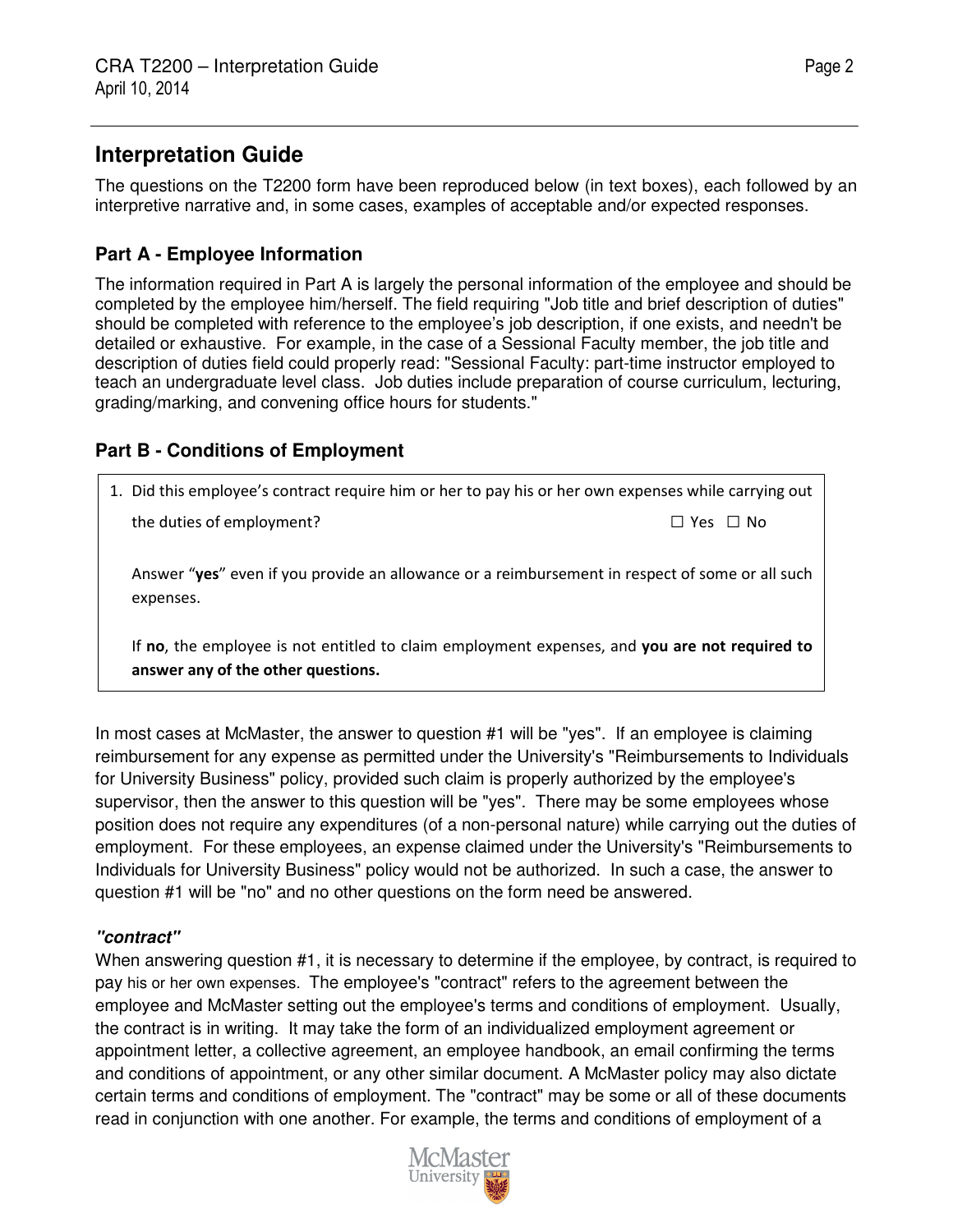## Interpretation Guide

The questions on the T2200 form have been reproduced below (in text boxes), each followed by an interpretive narrative and, in some cases, examples of acceptable and/or expected responses.

### Part A - Employee Information

The information required in Part A is largely the personal information of the employee and should be completed by the employee him/herself. The field requiring "Job title and brief description of duties" should be completed with reference to the employee's job description, if one exists, and needn't be detailed or exhaustive. For example, in the case of a Sessional Faculty member, the job title and description of duties field could properly read: "Sessional Faculty: part-time instructor employed to teach an undergraduate level class. Job duties include preparation of course curriculum, lecturing, grading/marking, and convening office hours for students."

### Part B - Conditions of Employment

> 1. Did this employee's contract require him or her to pay his or her own expenses while carrying out the duties of employment? ☐ Yes ☐ No
>
> Answer "**yes**" even if you provide an allowance or a reimbursement in respect of some or all such expenses.
>
> If **no**, the employee is not entitled to claim employment expenses, and **you are not required to answer any of the other questions.**

In most cases at McMaster, the answer to question #1 will be "yes". If an employee is claiming reimbursement for any expense as permitted under the University's "Reimbursements to Individuals for University Business" policy, provided such claim is properly authorized by the employee's supervisor, then the answer to this question will be "yes". There may be some employees whose position does not require any expenditures (of a non-personal nature) while carrying out the duties of employment. For these employees, an expense claimed under the University's "Reimbursements to Individuals for University Business" policy would not be authorized. In such a case, the answer to question #1 will be "no" and no other questions on the form need be answered.

***"contract"***

When answering question #1, it is necessary to determine if the employee, by contract, is required to pay his or her own expenses. The employee's "contract" refers to the agreement between the employee and McMaster setting out the employee's terms and conditions of employment. Usually, the contract is in writing. It may take the form of an individualized employment agreement or appointment letter, a collective agreement, an employee handbook, an email confirming the terms and conditions of appointment, or any other similar document. A McMaster policy may also dictate certain terms and conditions of employment. The "contract" may be some or all of these documents read in conjunction with one another. For example, the terms and conditions of employment of a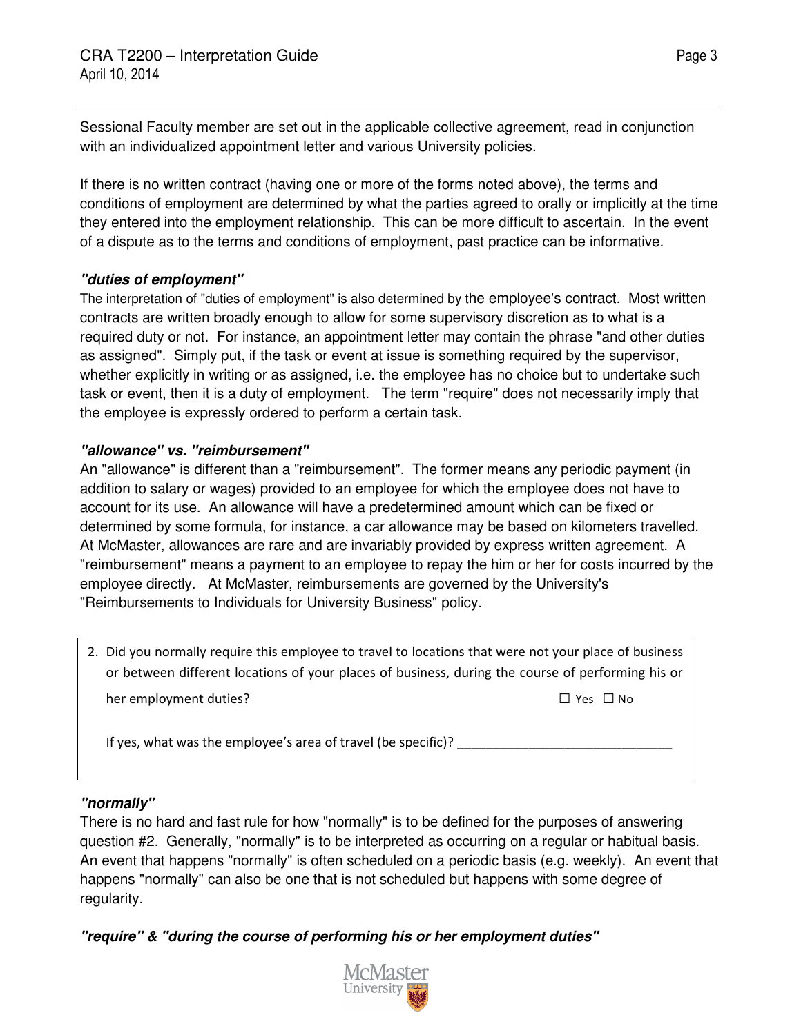Sessional Faculty member are set out in the applicable collective agreement, read in conjunction with an individualized appointment letter and various University policies.

If there is no written contract (having one or more of the forms noted above), the terms and conditions of employment are determined by what the parties agreed to orally or implicitly at the time they entered into the employment relationship. This can be more difficult to ascertain. In the event of a dispute as to the terms and conditions of employment, past practice can be informative.

***"duties of employment"***

The interpretation of "duties of employment" is also determined by the employee's contract. Most written contracts are written broadly enough to allow for some supervisory discretion as to what is a required duty or not. For instance, an appointment letter may contain the phrase "and other duties as assigned". Simply put, if the task or event at issue is something required by the supervisor, whether explicitly in writing or as assigned, i.e. the employee has no choice but to undertake such task or event, then it is a duty of employment. The term "require" does not necessarily imply that the employee is expressly ordered to perform a certain task.

***"allowance" vs. "reimbursement"***

An "allowance" is different than a "reimbursement". The former means any periodic payment (in addition to salary or wages) provided to an employee for which the employee does not have to account for its use. An allowance will have a predetermined amount which can be fixed or determined by some formula, for instance, a car allowance may be based on kilometers travelled. At McMaster, allowances are rare and are invariably provided by express written agreement. A "reimbursement" means a payment to an employee to repay the him or her for costs incurred by the employee directly. At McMaster, reimbursements are governed by the University's "Reimbursements to Individuals for University Business" policy.

> 2. Did you normally require this employee to travel to locations that were not your place of business or between different locations of your places of business, during the course of performing his or her employment duties? ☐ Yes ☐ No
>
> If yes, what was the employee's area of travel (be specific)? ______________________________

***"normally"***

There is no hard and fast rule for how "normally" is to be defined for the purposes of answering question #2. Generally, "normally" is to be interpreted as occurring on a regular or habitual basis. An event that happens "normally" is often scheduled on a periodic basis (e.g. weekly). An event that happens "normally" can also be one that is not scheduled but happens with some degree of regularity.

***"require" & "during the course of performing his or her employment duties"***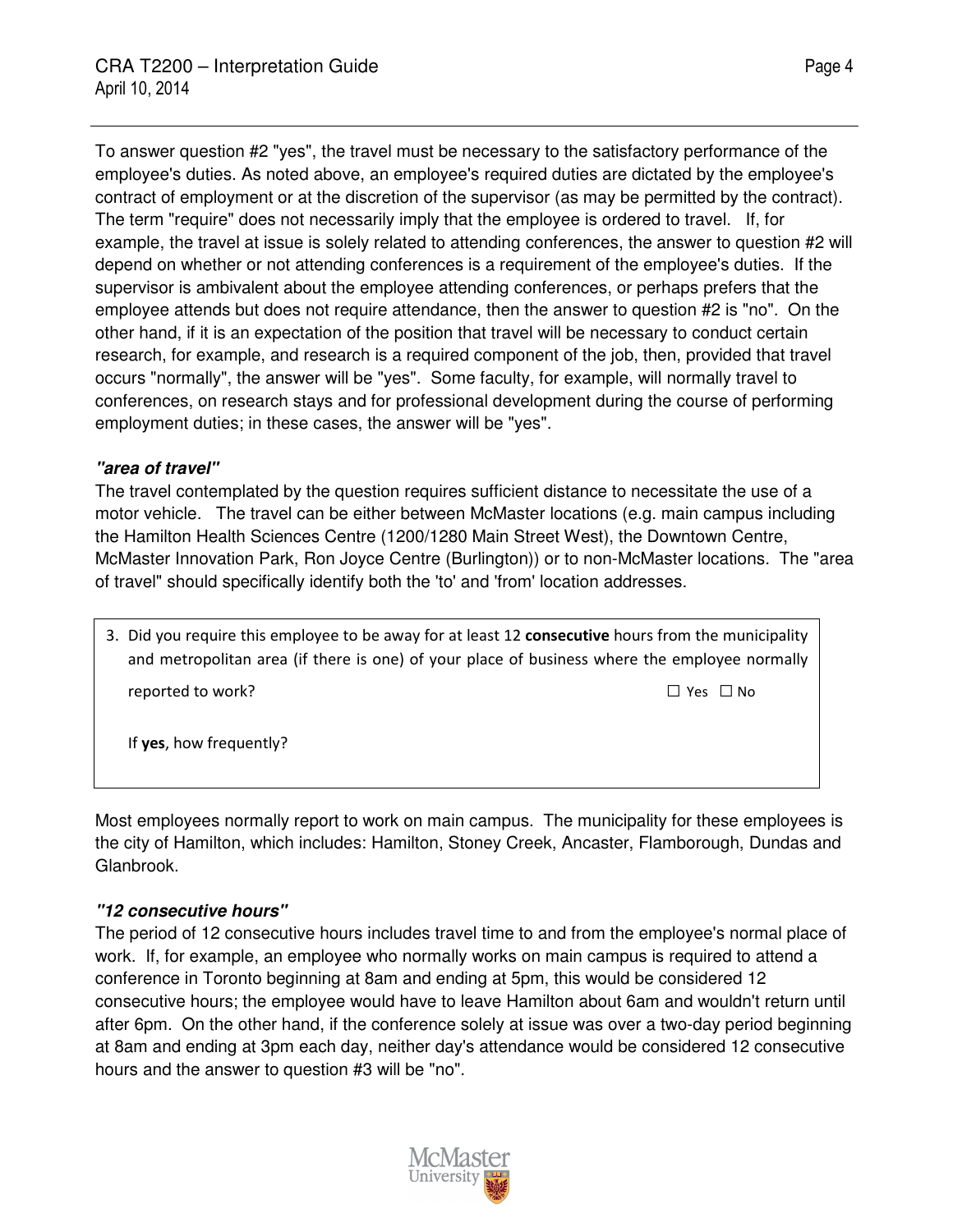To answer question #2 "yes", the travel must be necessary to the satisfactory performance of the employee's duties. As noted above, an employee's required duties are dictated by the employee's contract of employment or at the discretion of the supervisor (as may be permitted by the contract). The term "require" does not necessarily imply that the employee is ordered to travel. If, for example, the travel at issue is solely related to attending conferences, the answer to question #2 will depend on whether or not attending conferences is a requirement of the employee's duties. If the supervisor is ambivalent about the employee attending conferences, or perhaps prefers that the employee attends but does not require attendance, then the answer to question #2 is "no". On the other hand, if it is an expectation of the position that travel will be necessary to conduct certain research, for example, and research is a required component of the job, then, provided that travel occurs "normally", the answer will be "yes". Some faculty, for example, will normally travel to conferences, on research stays and for professional development during the course of performing employment duties; in these cases, the answer will be "yes".

***"area of travel"***

The travel contemplated by the question requires sufficient distance to necessitate the use of a motor vehicle. The travel can be either between McMaster locations (e.g. main campus including the Hamilton Health Sciences Centre (1200/1280 Main Street West), the Downtown Centre, McMaster Innovation Park, Ron Joyce Centre (Burlington)) or to non-McMaster locations. The "area of travel" should specifically identify both the 'to' and 'from' location addresses.

> 3. Did you require this employee to be away for at least 12 **consecutive** hours from the municipality and metropolitan area (if there is one) of your place of business where the employee normally reported to work? ☐ Yes ☐ No
>
> If **yes**, how frequently?

Most employees normally report to work on main campus. The municipality for these employees is the city of Hamilton, which includes: Hamilton, Stoney Creek, Ancaster, Flamborough, Dundas and Glanbrook.

***"12 consecutive hours"***

The period of 12 consecutive hours includes travel time to and from the employee's normal place of work. If, for example, an employee who normally works on main campus is required to attend a conference in Toronto beginning at 8am and ending at 5pm, this would be considered 12 consecutive hours; the employee would have to leave Hamilton about 6am and wouldn't return until after 6pm. On the other hand, if the conference solely at issue was over a two-day period beginning at 8am and ending at 3pm each day, neither day's attendance would be considered 12 consecutive hours and the answer to question #3 will be "no".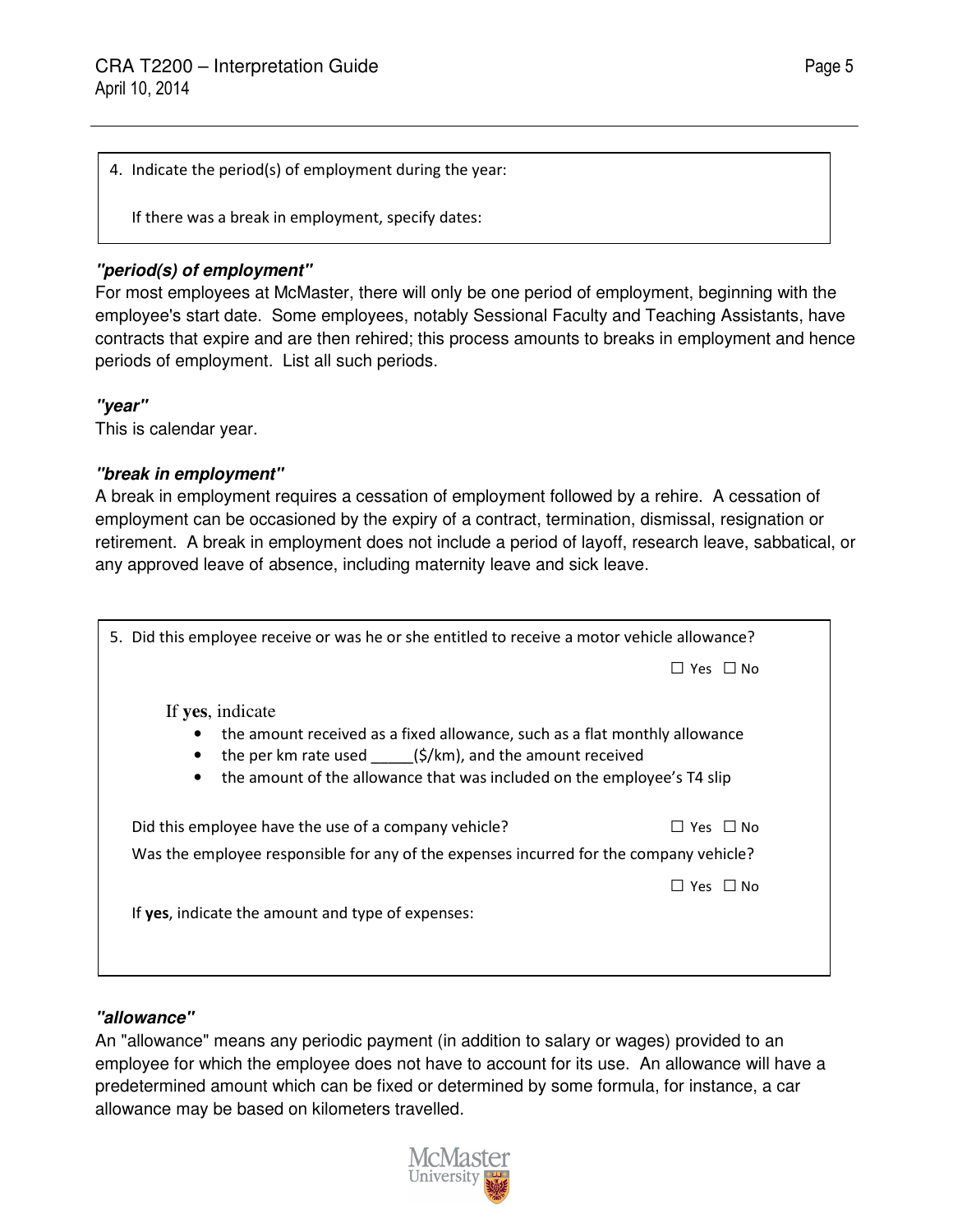> 4. Indicate the period(s) of employment during the year:
>
> If there was a break in employment, specify dates:

***"period(s) of employment"***

For most employees at McMaster, there will only be one period of employment, beginning with the employee's start date. Some employees, notably Sessional Faculty and Teaching Assistants, have contracts that expire and are then rehired; this process amounts to breaks in employment and hence periods of employment. List all such periods.

***"year"***

This is calendar year.

***"break in employment"***

A break in employment requires a cessation of employment followed by a rehire. A cessation of employment can be occasioned by the expiry of a contract, termination, dismissal, resignation or retirement. A break in employment does not include a period of layoff, research leave, sabbatical, or any approved leave of absence, including maternity leave and sick leave.

> 5. Did this employee receive or was he or she entitled to receive a motor vehicle allowance?
>
> ☐ Yes ☐ No
>
> If **yes**, indicate
>
> - the amount received as a fixed allowance, such as a flat monthly allowance
> - the per km rate used _____($/km), and the amount received
> - the amount of the allowance that was included on the employee's T4 slip
>
> Did this employee have the use of a company vehicle? ☐ Yes ☐ No
>
> Was the employee responsible for any of the expenses incurred for the company vehicle?
>
> ☐ Yes ☐ No
>
> If **yes**, indicate the amount and type of expenses:

***"allowance"***

An "allowance" means any periodic payment (in addition to salary or wages) provided to an employee for which the employee does not have to account for its use. An allowance will have a predetermined amount which can be fixed or determined by some formula, for instance, a car allowance may be based on kilometers travelled.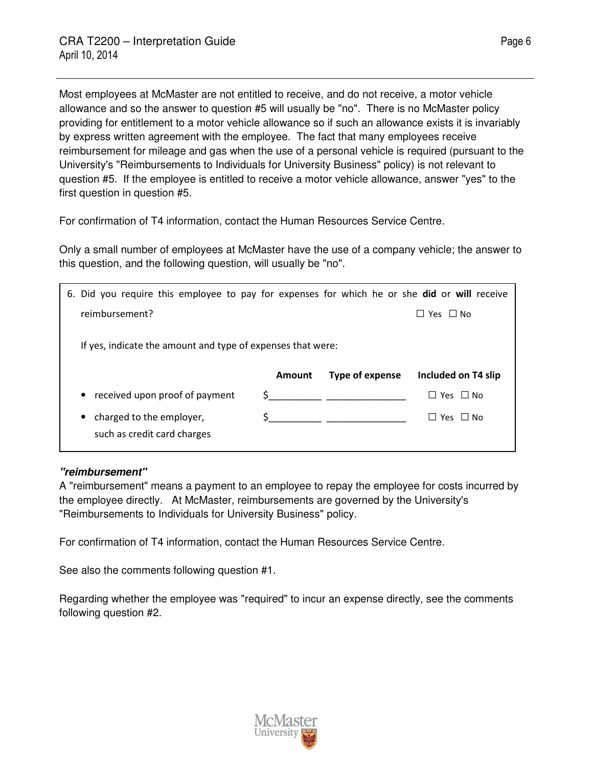Most employees at McMaster are not entitled to receive, and do not receive, a motor vehicle allowance and so the answer to question #5 will usually be "no". There is no McMaster policy providing for entitlement to a motor vehicle allowance so if such an allowance exists it is invariably by express written agreement with the employee. The fact that many employees receive reimbursement for mileage and gas when the use of a personal vehicle is required (pursuant to the University's "Reimbursements to Individuals for University Business" policy) is not relevant to question #5. If the employee is entitled to receive a motor vehicle allowance, answer "yes" to the first question in question #5.

For confirmation of T4 information, contact the Human Resources Service Centre.

Only a small number of employees at McMaster have the use of a company vehicle; the answer to this question, and the following question, will usually be "no".

6. Did you require this employee to pay for expenses for which he or she **did** or **will** receive reimbursement? ☐ Yes ☐ No

   If yes, indicate the amount and type of expenses that were:

| | Amount | Type of expense | Included on T4 slip |
|---|---|---|---|
| • received upon proof of payment | $__________ | _______________ | ☐ Yes ☐ No |
| • charged to the employer, such as credit card charges | $__________ | _______________ | ☐ Yes ☐ No |

***"reimbursement"***

A "reimbursement" means a payment to an employee to repay the employee for costs incurred by the employee directly. At McMaster, reimbursements are governed by the University's "Reimbursements to Individuals for University Business" policy.

For confirmation of T4 information, contact the Human Resources Service Centre.

See also the comments following question #1.

Regarding whether the employee was "required" to incur an expense directly, see the comments following question #2.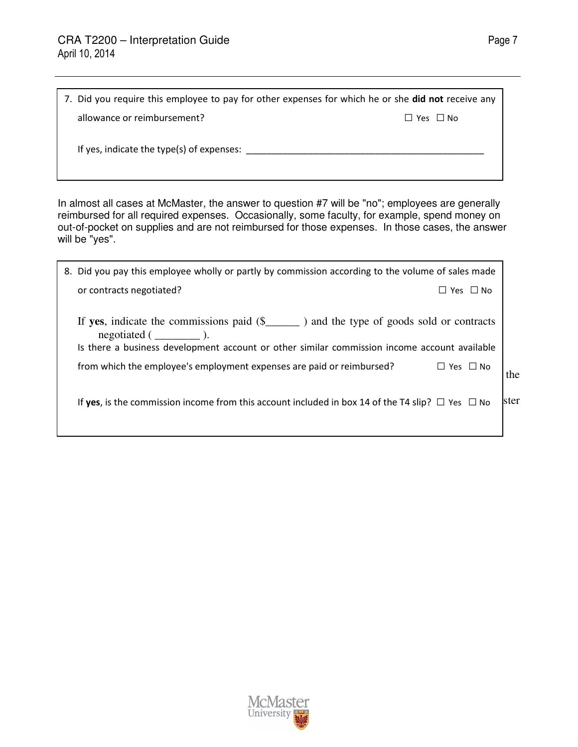7. Did you require this employee to pay for other expenses for which he or she **did not** receive any allowance or reimbursement? ☐ Yes ☐ No

   If yes, indicate the type(s) of expenses: ___________________________________________________

In almost all cases at McMaster, the answer to question #7 will be "no"; employees are generally reimbursed for all required expenses. Occasionally, some faculty, for example, spend money on out-of-pocket on supplies and are not reimbursed for those expenses. In those cases, the answer will be "yes".

8. Did you pay this employee wholly or partly by commission according to the volume of sales made or contracts negotiated? ☐ Yes ☐ No

   If **yes**, indicate the commissions paid ($______ ) and the type of goods sold or contracts negotiated ( ________ ).

   Is there a business development account or other similar commission income account available from which the employee's employment expenses are paid or reimbursed? ☐ Yes ☐ No

   If **yes**, is the commission income from this account included in box 14 of the T4 slip? ☐ Yes ☐ No

the

ster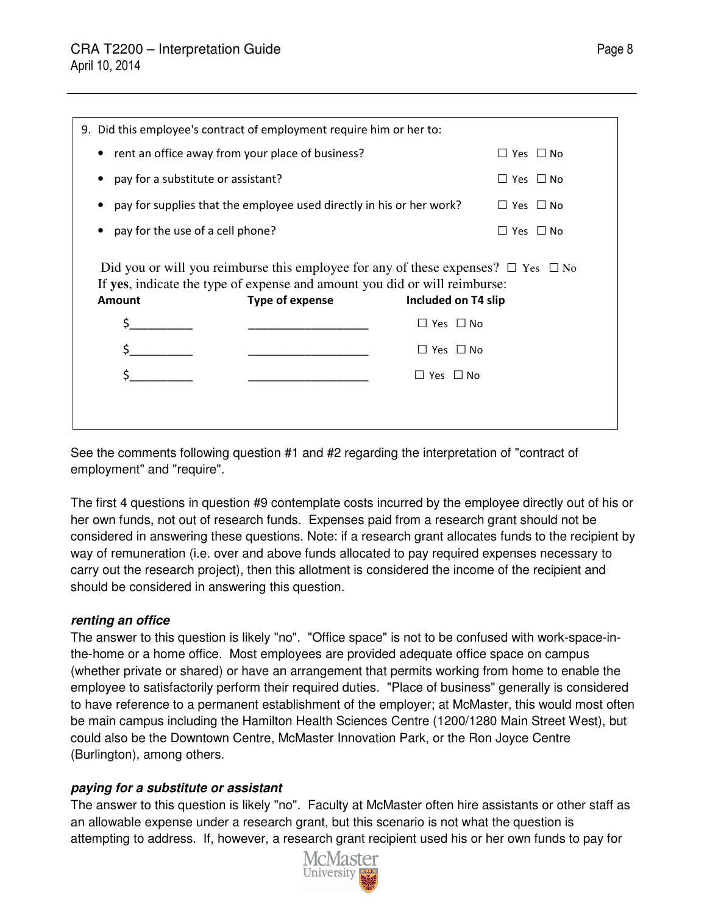9. Did this employee's contract of employment require him or her to:

- rent an office away from your place of business? ☐ Yes ☐ No
- pay for a substitute or assistant? ☐ Yes ☐ No
- pay for supplies that the employee used directly in his or her work? ☐ Yes ☐ No
- pay for the use of a cell phone? ☐ Yes ☐ No

Did you or will you reimburse this employee for any of these expenses? ☐ Yes ☐ No
If **yes**, indicate the type of expense and amount you did or will reimburse:

| Amount | Type of expense | Included on T4 slip |
|---|---|---|
| $__________ | ____________________ | ☐ Yes ☐ No |
| $__________ | ____________________ | ☐ Yes ☐ No |
| $__________ | ____________________ | ☐ Yes ☐ No |

See the comments following question #1 and #2 regarding the interpretation of "contract of employment" and "require".

The first 4 questions in question #9 contemplate costs incurred by the employee directly out of his or her own funds, not out of research funds. Expenses paid from a research grant should not be considered in answering these questions. Note: if a research grant allocates funds to the recipient by way of remuneration (i.e. over and above funds allocated to pay required expenses necessary to carry out the research project), then this allotment is considered the income of the recipient and should be considered in answering this question.

***renting an office***

The answer to this question is likely "no". "Office space" is not to be confused with work-space-in-the-home or a home office. Most employees are provided adequate office space on campus (whether private or shared) or have an arrangement that permits working from home to enable the employee to satisfactorily perform their required duties. "Place of business" generally is considered to have reference to a permanent establishment of the employer; at McMaster, this would most often be main campus including the Hamilton Health Sciences Centre (1200/1280 Main Street West), but could also be the Downtown Centre, McMaster Innovation Park, or the Ron Joyce Centre (Burlington), among others.

***paying for a substitute or assistant***

The answer to this question is likely "no". Faculty at McMaster often hire assistants or other staff as an allowable expense under a research grant, but this scenario is not what the question is attempting to address. If, however, a research grant recipient used his or her own funds to pay for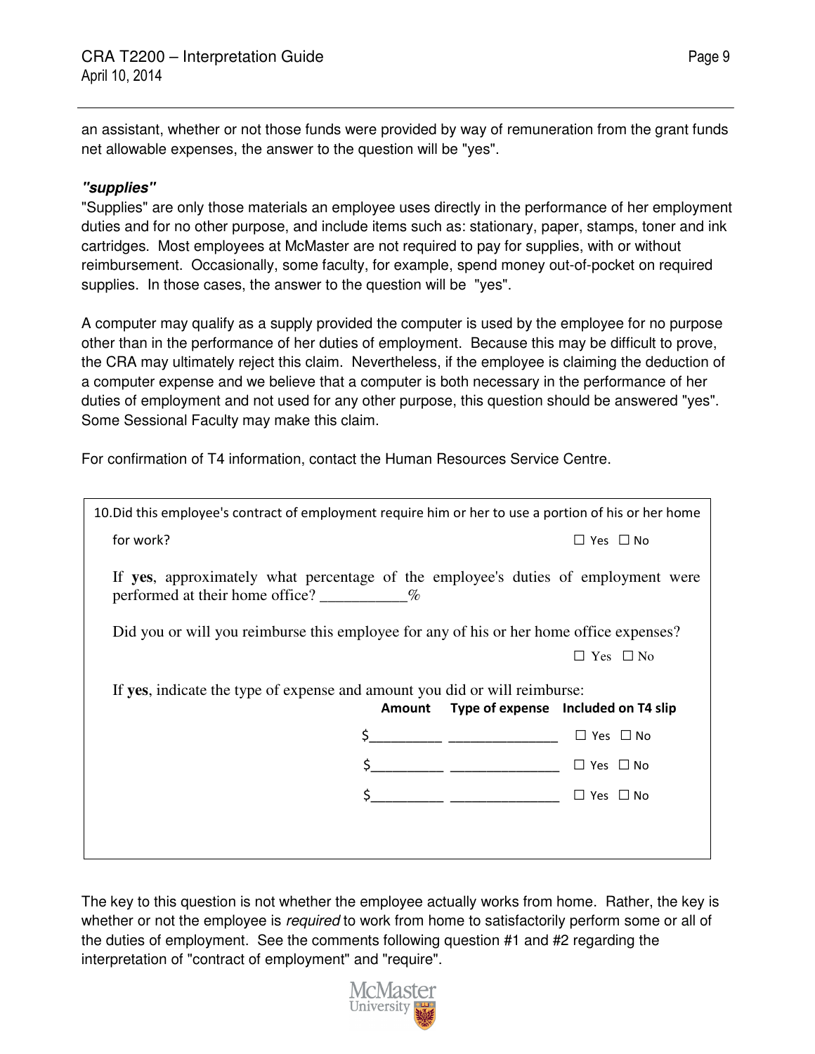an assistant, whether or not those funds were provided by way of remuneration from the grant funds net allowable expenses, the answer to the question will be "yes".

***"supplies"***

"Supplies" are only those materials an employee uses directly in the performance of her employment duties and for no other purpose, and include items such as: stationary, paper, stamps, toner and ink cartridges. Most employees at McMaster are not required to pay for supplies, with or without reimbursement. Occasionally, some faculty, for example, spend money out-of-pocket on required supplies. In those cases, the answer to the question will be "yes".

A computer may qualify as a supply provided the computer is used by the employee for no purpose other than in the performance of her duties of employment. Because this may be difficult to prove, the CRA may ultimately reject this claim. Nevertheless, if the employee is claiming the deduction of a computer expense and we believe that a computer is both necessary in the performance of her duties of employment and not used for any other purpose, this question should be answered "yes". Some Sessional Faculty may make this claim.

For confirmation of T4 information, contact the Human Resources Service Centre.

10. Did this employee's contract of employment require him or her to use a portion of his or her home for work? ☐ Yes ☐ No

If **yes**, approximately what percentage of the employee's duties of employment were performed at their home office? ___________%

Did you or will you reimburse this employee for any of his or her home office expenses? ☐ Yes ☐ No

If **yes**, indicate the type of expense and amount you did or will reimburse:

| Amount | Type of expense | Included on T4 slip |
|---|---|---|
| $__________ | _______________ | ☐ Yes ☐ No |
| $__________ | _______________ | ☐ Yes ☐ No |
| $__________ | _______________ | ☐ Yes ☐ No |

The key to this question is not whether the employee actually works from home. Rather, the key is whether or not the employee is *required* to work from home to satisfactorily perform some or all of the duties of employment. See the comments following question #1 and #2 regarding the interpretation of "contract of employment" and "require".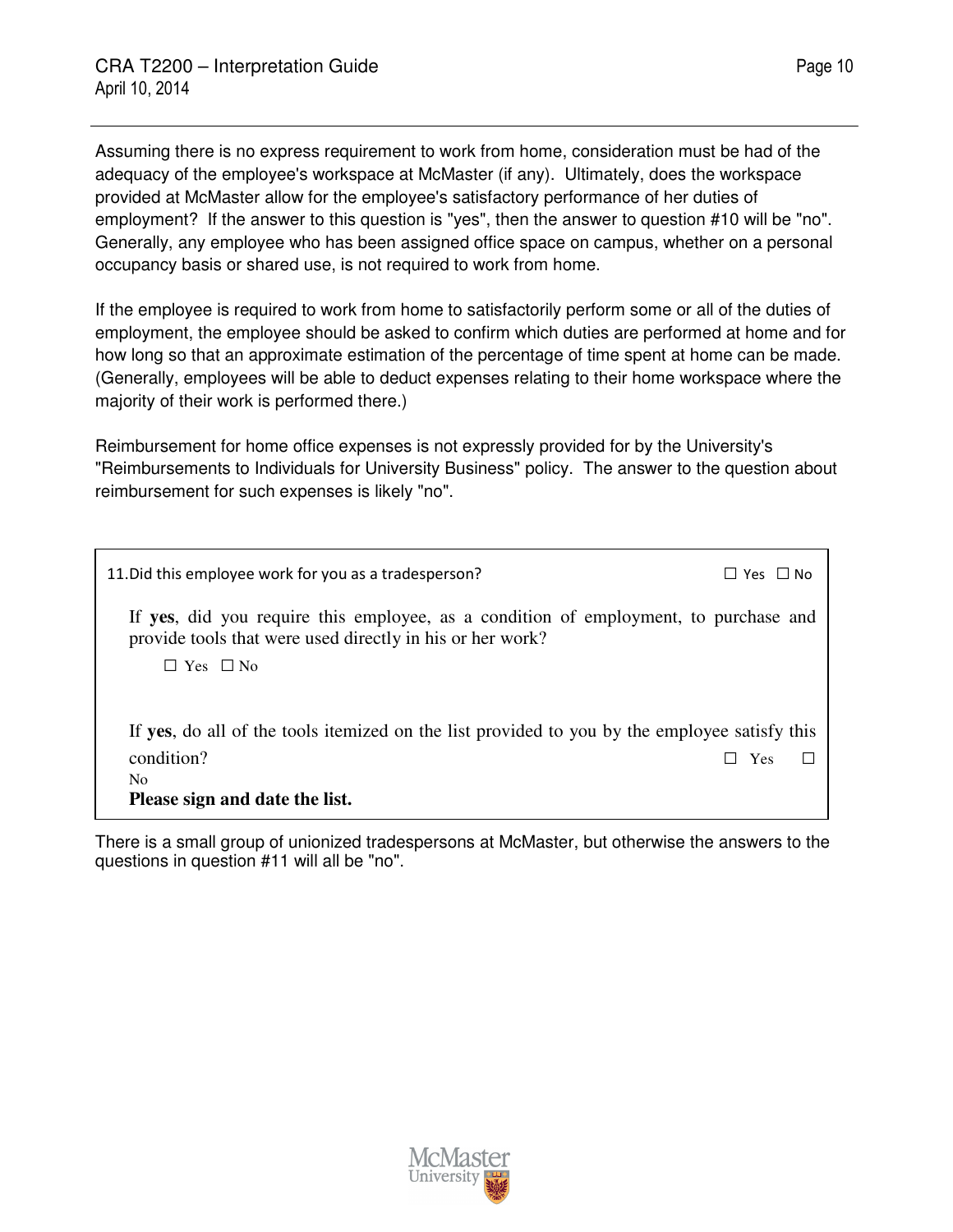Assuming there is no express requirement to work from home, consideration must be had of the adequacy of the employee's workspace at McMaster (if any). Ultimately, does the workspace provided at McMaster allow for the employee's satisfactory performance of her duties of employment? If the answer to this question is "yes", then the answer to question #10 will be "no". Generally, any employee who has been assigned office space on campus, whether on a personal occupancy basis or shared use, is not required to work from home.

If the employee is required to work from home to satisfactorily perform some or all of the duties of employment, the employee should be asked to confirm which duties are performed at home and for how long so that an approximate estimation of the percentage of time spent at home can be made. (Generally, employees will be able to deduct expenses relating to their home workspace where the majority of their work is performed there.)

Reimbursement for home office expenses is not expressly provided for by the University's "Reimbursements to Individuals for University Business" policy. The answer to the question about reimbursement for such expenses is likely "no".

11. Did this employee work for you as a tradesperson? ☐ Yes ☐ No

If **yes**, did you require this employee, as a condition of employment, to purchase and provide tools that were used directly in his or her work?

☐ Yes ☐ No

If **yes**, do all of the tools itemized on the list provided to you by the employee satisfy this condition? ☐ Yes ☐ No

**Please sign and date the list.**

There is a small group of unionized tradespersons at McMaster, but otherwise the answers to the questions in question #11 will all be "no".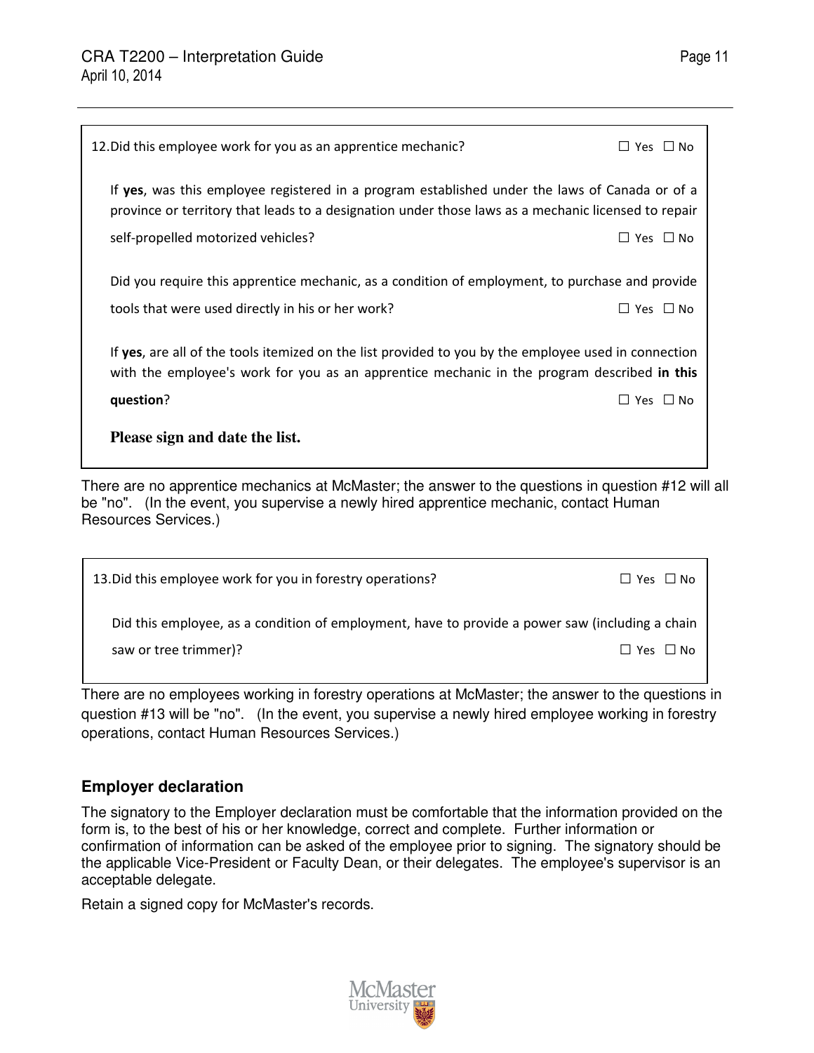12. Did this employee work for you as an apprentice mechanic? ☐ Yes ☐ No

If **yes**, was this employee registered in a program established under the laws of Canada or of a province or territory that leads to a designation under those laws as a mechanic licensed to repair self-propelled motorized vehicles? ☐ Yes ☐ No

Did you require this apprentice mechanic, as a condition of employment, to purchase and provide tools that were used directly in his or her work? ☐ Yes ☐ No

If **yes**, are all of the tools itemized on the list provided to you by the employee used in connection with the employee's work for you as an apprentice mechanic in the program described **in this question**? ☐ Yes ☐ No

**Please sign and date the list.**

There are no apprentice mechanics at McMaster; the answer to the questions in question #12 will all be "no". (In the event, you supervise a newly hired apprentice mechanic, contact Human Resources Services.)

13. Did this employee work for you in forestry operations? ☐ Yes ☐ No

Did this employee, as a condition of employment, have to provide a power saw (including a chain saw or tree trimmer)? ☐ Yes ☐ No

There are no employees working in forestry operations at McMaster; the answer to the questions in question #13 will be "no". (In the event, you supervise a newly hired employee working in forestry operations, contact Human Resources Services.)

## Employer declaration

The signatory to the Employer declaration must be comfortable that the information provided on the form is, to the best of his or her knowledge, correct and complete. Further information or confirmation of information can be asked of the employee prior to signing. The signatory should be the applicable Vice-President or Faculty Dean, or their delegates. The employee's supervisor is an acceptable delegate.

Retain a signed copy for McMaster's records.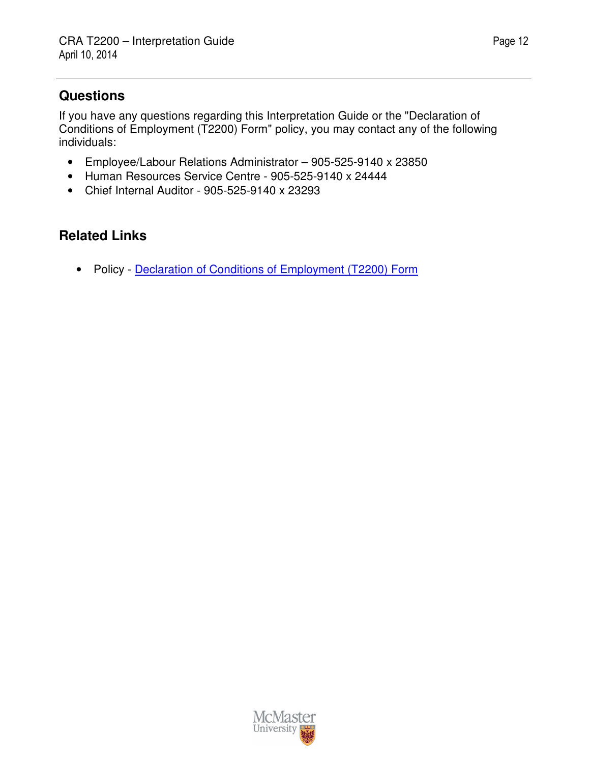## Questions

If you have any questions regarding this Interpretation Guide or the "Declaration of Conditions of Employment (T2200) Form" policy, you may contact any of the following individuals:

- Employee/Labour Relations Administrator – 905-525-9140 x 23850
- Human Resources Service Centre - 905-525-9140 x 24444
- Chief Internal Auditor - 905-525-9140 x 23293

## Related Links

- Policy - Declaration of Conditions of Employment (T2200) Form